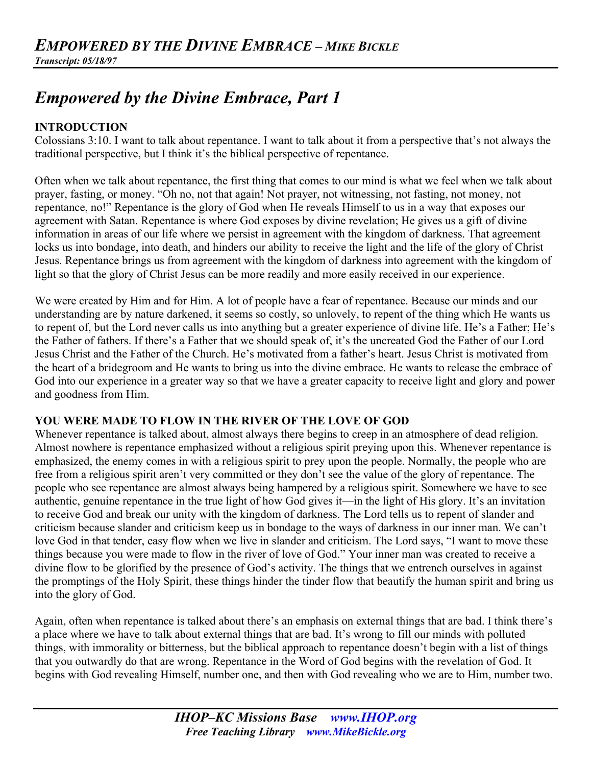# *EMPOWERED BY THE DIVINE EMBRACE – MIKE BICKLE*

***Transcript: 05/18/97***

## *Empowered by the Divine Embrace, Part 1*

**INTRODUCTION**

Colossians 3:10. I want to talk about repentance. I want to talk about it from a perspective that's not always the traditional perspective, but I think it's the biblical perspective of repentance.

Often when we talk about repentance, the first thing that comes to our mind is what we feel when we talk about prayer, fasting, or money. "Oh no, not that again! Not prayer, not witnessing, not fasting, not money, not repentance, no!" Repentance is the glory of God when He reveals Himself to us in a way that exposes our agreement with Satan. Repentance is where God exposes by divine revelation; He gives us a gift of divine information in areas of our life where we persist in agreement with the kingdom of darkness. That agreement locks us into bondage, into death, and hinders our ability to receive the light and the life of the glory of Christ Jesus. Repentance brings us from agreement with the kingdom of darkness into agreement with the kingdom of light so that the glory of Christ Jesus can be more readily and more easily received in our experience.

We were created by Him and for Him. A lot of people have a fear of repentance. Because our minds and our understanding are by nature darkened, it seems so costly, so unlovely, to repent of the thing which He wants us to repent of, but the Lord never calls us into anything but a greater experience of divine life. He's a Father; He's the Father of fathers. If there's a Father that we should speak of, it's the uncreated God the Father of our Lord Jesus Christ and the Father of the Church. He's motivated from a father's heart. Jesus Christ is motivated from the heart of a bridegroom and He wants to bring us into the divine embrace. He wants to release the embrace of God into our experience in a greater way so that we have a greater capacity to receive light and glory and power and goodness from Him.

**YOU WERE MADE TO FLOW IN THE RIVER OF THE LOVE OF GOD**

Whenever repentance is talked about, almost always there begins to creep in an atmosphere of dead religion. Almost nowhere is repentance emphasized without a religious spirit preying upon this. Whenever repentance is emphasized, the enemy comes in with a religious spirit to prey upon the people. Normally, the people who are free from a religious spirit aren't very committed or they don't see the value of the glory of repentance. The people who see repentance are almost always being hampered by a religious spirit. Somewhere we have to see authentic, genuine repentance in the true light of how God gives it—in the light of His glory. It's an invitation to receive God and break our unity with the kingdom of darkness. The Lord tells us to repent of slander and criticism because slander and criticism keep us in bondage to the ways of darkness in our inner man. We can't love God in that tender, easy flow when we live in slander and criticism. The Lord says, "I want to move these things because you were made to flow in the river of love of God." Your inner man was created to receive a divine flow to be glorified by the presence of God's activity. The things that we entrench ourselves in against the promptings of the Holy Spirit, these things hinder the tinder flow that beautify the human spirit and bring us into the glory of God.

Again, often when repentance is talked about there's an emphasis on external things that are bad. I think there's a place where we have to talk about external things that are bad. It's wrong to fill our minds with polluted things, with immorality or bitterness, but the biblical approach to repentance doesn't begin with a list of things that you outwardly do that are wrong. Repentance in the Word of God begins with the revelation of God. It begins with God revealing Himself, number one, and then with God revealing who we are to Him, number two.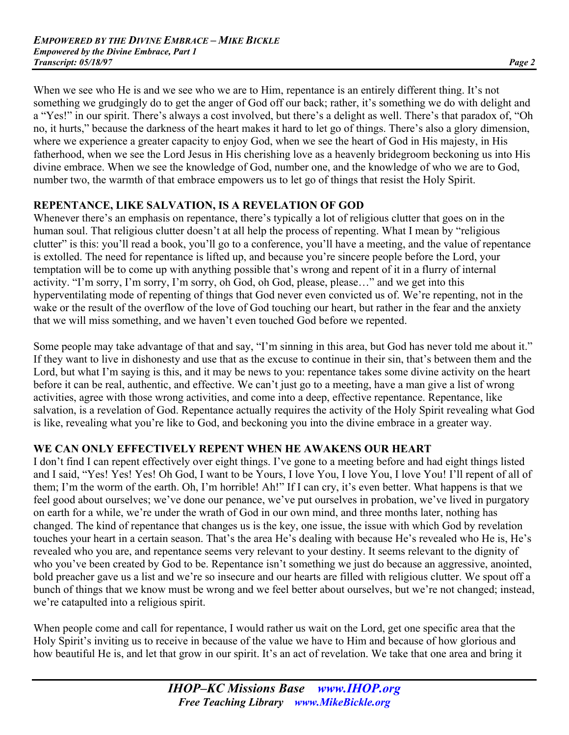When we see who He is and we see who we are to Him, repentance is an entirely different thing. It's not something we grudgingly do to get the anger of God off our back; rather, it's something we do with delight and a "Yes!" in our spirit. There's always a cost involved, but there's a delight as well. There's that paradox of, "Oh no, it hurts," because the darkness of the heart makes it hard to let go of things. There's also a glory dimension, where we experience a greater capacity to enjoy God, when we see the heart of God in His majesty, in His fatherhood, when we see the Lord Jesus in His cherishing love as a heavenly bridegroom beckoning us into His divine embrace. When we see the knowledge of God, number one, and the knowledge of who we are to God, number two, the warmth of that embrace empowers us to let go of things that resist the Holy Spirit.

## REPENTANCE, LIKE SALVATION, IS A REVELATION OF GOD

Whenever there's an emphasis on repentance, there's typically a lot of religious clutter that goes on in the human soul. That religious clutter doesn't at all help the process of repenting. What I mean by "religious clutter" is this: you'll read a book, you'll go to a conference, you'll have a meeting, and the value of repentance is extolled. The need for repentance is lifted up, and because you're sincere people before the Lord, your temptation will be to come up with anything possible that's wrong and repent of it in a flurry of internal activity. "I'm sorry, I'm sorry, I'm sorry, oh God, oh God, please, please…" and we get into this hyperventilating mode of repenting of things that God never even convicted us of. We're repenting, not in the wake or the result of the overflow of the love of God touching our heart, but rather in the fear and the anxiety that we will miss something, and we haven't even touched God before we repented.

Some people may take advantage of that and say, "I'm sinning in this area, but God has never told me about it." If they want to live in dishonesty and use that as the excuse to continue in their sin, that's between them and the Lord, but what I'm saying is this, and it may be news to you: repentance takes some divine activity on the heart before it can be real, authentic, and effective. We can't just go to a meeting, have a man give a list of wrong activities, agree with those wrong activities, and come into a deep, effective repentance. Repentance, like salvation, is a revelation of God. Repentance actually requires the activity of the Holy Spirit revealing what God is like, revealing what you're like to God, and beckoning you into the divine embrace in a greater way.

## WE CAN ONLY EFFECTIVELY REPENT WHEN HE AWAKENS OUR HEART

I don't find I can repent effectively over eight things. I've gone to a meeting before and had eight things listed and I said, "Yes! Yes! Yes! Oh God, I want to be Yours, I love You, I love You, I love You! I'll repent of all of them; I'm the worm of the earth. Oh, I'm horrible! Ah!" If I can cry, it's even better. What happens is that we feel good about ourselves; we've done our penance, we've put ourselves in probation, we've lived in purgatory on earth for a while, we're under the wrath of God in our own mind, and three months later, nothing has changed. The kind of repentance that changes us is the key, one issue, the issue with which God by revelation touches your heart in a certain season. That's the area He's dealing with because He's revealed who He is, He's revealed who you are, and repentance seems very relevant to your destiny. It seems relevant to the dignity of who you've been created by God to be. Repentance isn't something we just do because an aggressive, anointed, bold preacher gave us a list and we're so insecure and our hearts are filled with religious clutter. We spout off a bunch of things that we know must be wrong and we feel better about ourselves, but we're not changed; instead, we're catapulted into a religious spirit.

When people come and call for repentance, I would rather us wait on the Lord, get one specific area that the Holy Spirit's inviting us to receive in because of the value we have to Him and because of how glorious and how beautiful He is, and let that grow in our spirit. It's an act of revelation. We take that one area and bring it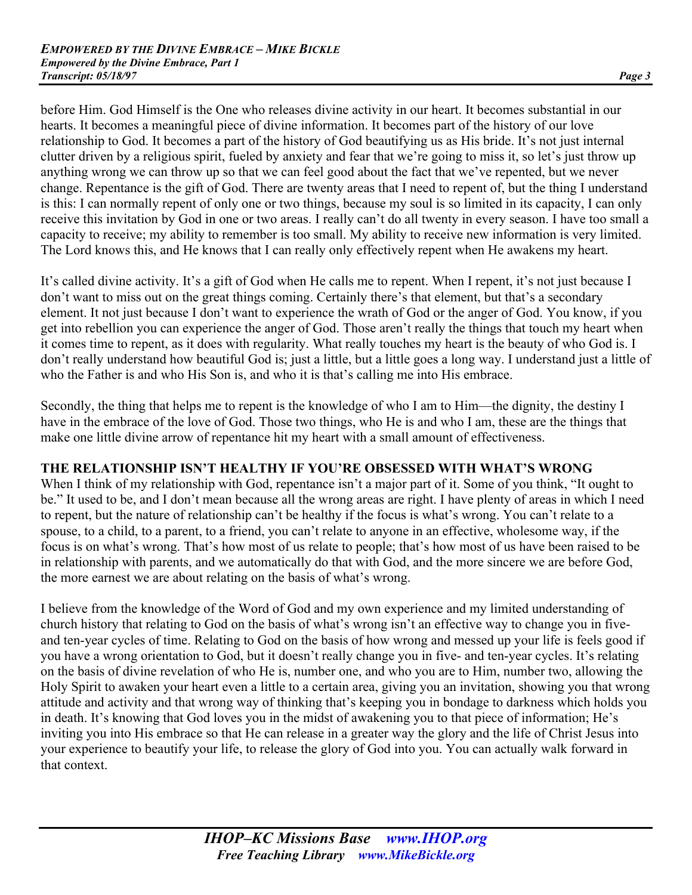before Him. God Himself is the One who releases divine activity in our heart. It becomes substantial in our hearts. It becomes a meaningful piece of divine information. It becomes part of the history of our love relationship to God. It becomes a part of the history of God beautifying us as His bride. It's not just internal clutter driven by a religious spirit, fueled by anxiety and fear that we're going to miss it, so let's just throw up anything wrong we can throw up so that we can feel good about the fact that we've repented, but we never change. Repentance is the gift of God. There are twenty areas that I need to repent of, but the thing I understand is this: I can normally repent of only one or two things, because my soul is so limited in its capacity, I can only receive this invitation by God in one or two areas. I really can't do all twenty in every season. I have too small a capacity to receive; my ability to remember is too small. My ability to receive new information is very limited. The Lord knows this, and He knows that I can really only effectively repent when He awakens my heart.

It's called divine activity. It's a gift of God when He calls me to repent. When I repent, it's not just because I don't want to miss out on the great things coming. Certainly there's that element, but that's a secondary element. It not just because I don't want to experience the wrath of God or the anger of God. You know, if you get into rebellion you can experience the anger of God. Those aren't really the things that touch my heart when it comes time to repent, as it does with regularity. What really touches my heart is the beauty of who God is. I don't really understand how beautiful God is; just a little, but a little goes a long way. I understand just a little of who the Father is and who His Son is, and who it is that's calling me into His embrace.

Secondly, the thing that helps me to repent is the knowledge of who I am to Him—the dignity, the destiny I have in the embrace of the love of God. Those two things, who He is and who I am, these are the things that make one little divine arrow of repentance hit my heart with a small amount of effectiveness.

**THE RELATIONSHIP ISN'T HEALTHY IF YOU'RE OBSESSED WITH WHAT'S WRONG**

When I think of my relationship with God, repentance isn't a major part of it. Some of you think, "It ought to be." It used to be, and I don't mean because all the wrong areas are right. I have plenty of areas in which I need to repent, but the nature of relationship can't be healthy if the focus is what's wrong. You can't relate to a spouse, to a child, to a parent, to a friend, you can't relate to anyone in an effective, wholesome way, if the focus is on what's wrong. That's how most of us relate to people; that's how most of us have been raised to be in relationship with parents, and we automatically do that with God, and the more sincere we are before God, the more earnest we are about relating on the basis of what's wrong.

I believe from the knowledge of the Word of God and my own experience and my limited understanding of church history that relating to God on the basis of what's wrong isn't an effective way to change you in five- and ten-year cycles of time. Relating to God on the basis of how wrong and messed up your life is feels good if you have a wrong orientation to God, but it doesn't really change you in five- and ten-year cycles. It's relating on the basis of divine revelation of who He is, number one, and who you are to Him, number two, allowing the Holy Spirit to awaken your heart even a little to a certain area, giving you an invitation, showing you that wrong attitude and activity and that wrong way of thinking that's keeping you in bondage to darkness which holds you in death. It's knowing that God loves you in the midst of awakening you to that piece of information; He's inviting you into His embrace so that He can release in a greater way the glory and the life of Christ Jesus into your experience to beautify your life, to release the glory of God into you. You can actually walk forward in that context.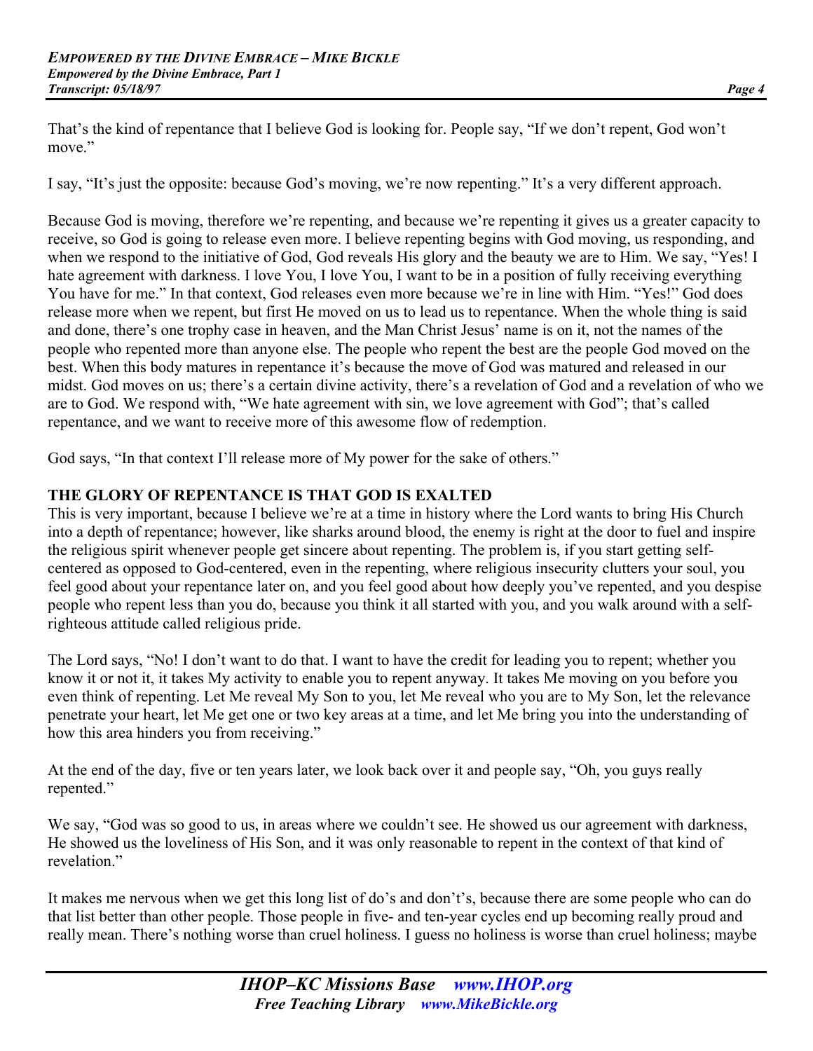That's the kind of repentance that I believe God is looking for. People say, "If we don't repent, God won't move."

I say, "It's just the opposite: because God's moving, we're now repenting." It's a very different approach.

Because God is moving, therefore we're repenting, and because we're repenting it gives us a greater capacity to receive, so God is going to release even more. I believe repenting begins with God moving, us responding, and when we respond to the initiative of God, God reveals His glory and the beauty we are to Him. We say, "Yes! I hate agreement with darkness. I love You, I love You, I want to be in a position of fully receiving everything You have for me." In that context, God releases even more because we're in line with Him. "Yes!" God does release more when we repent, but first He moved on us to lead us to repentance. When the whole thing is said and done, there's one trophy case in heaven, and the Man Christ Jesus' name is on it, not the names of the people who repented more than anyone else. The people who repent the best are the people God moved on the best. When this body matures in repentance it's because the move of God was matured and released in our midst. God moves on us; there's a certain divine activity, there's a revelation of God and a revelation of who we are to God. We respond with, "We hate agreement with sin, we love agreement with God"; that's called repentance, and we want to receive more of this awesome flow of redemption.

God says, "In that context I'll release more of My power for the sake of others."

## THE GLORY OF REPENTANCE IS THAT GOD IS EXALTED

This is very important, because I believe we're at a time in history where the Lord wants to bring His Church into a depth of repentance; however, like sharks around blood, the enemy is right at the door to fuel and inspire the religious spirit whenever people get sincere about repenting. The problem is, if you start getting self-centered as opposed to God-centered, even in the repenting, where religious insecurity clutters your soul, you feel good about your repentance later on, and you feel good about how deeply you've repented, and you despise people who repent less than you do, because you think it all started with you, and you walk around with a self-righteous attitude called religious pride.

The Lord says, "No! I don't want to do that. I want to have the credit for leading you to repent; whether you know it or not it, it takes My activity to enable you to repent anyway. It takes Me moving on you before you even think of repenting. Let Me reveal My Son to you, let Me reveal who you are to My Son, let the relevance penetrate your heart, let Me get one or two key areas at a time, and let Me bring you into the understanding of how this area hinders you from receiving."

At the end of the day, five or ten years later, we look back over it and people say, "Oh, you guys really repented."

We say, "God was so good to us, in areas where we couldn't see. He showed us our agreement with darkness, He showed us the loveliness of His Son, and it was only reasonable to repent in the context of that kind of revelation."

It makes me nervous when we get this long list of do's and don't's, because there are some people who can do that list better than other people. Those people in five- and ten-year cycles end up becoming really proud and really mean. There's nothing worse than cruel holiness. I guess no holiness is worse than cruel holiness; maybe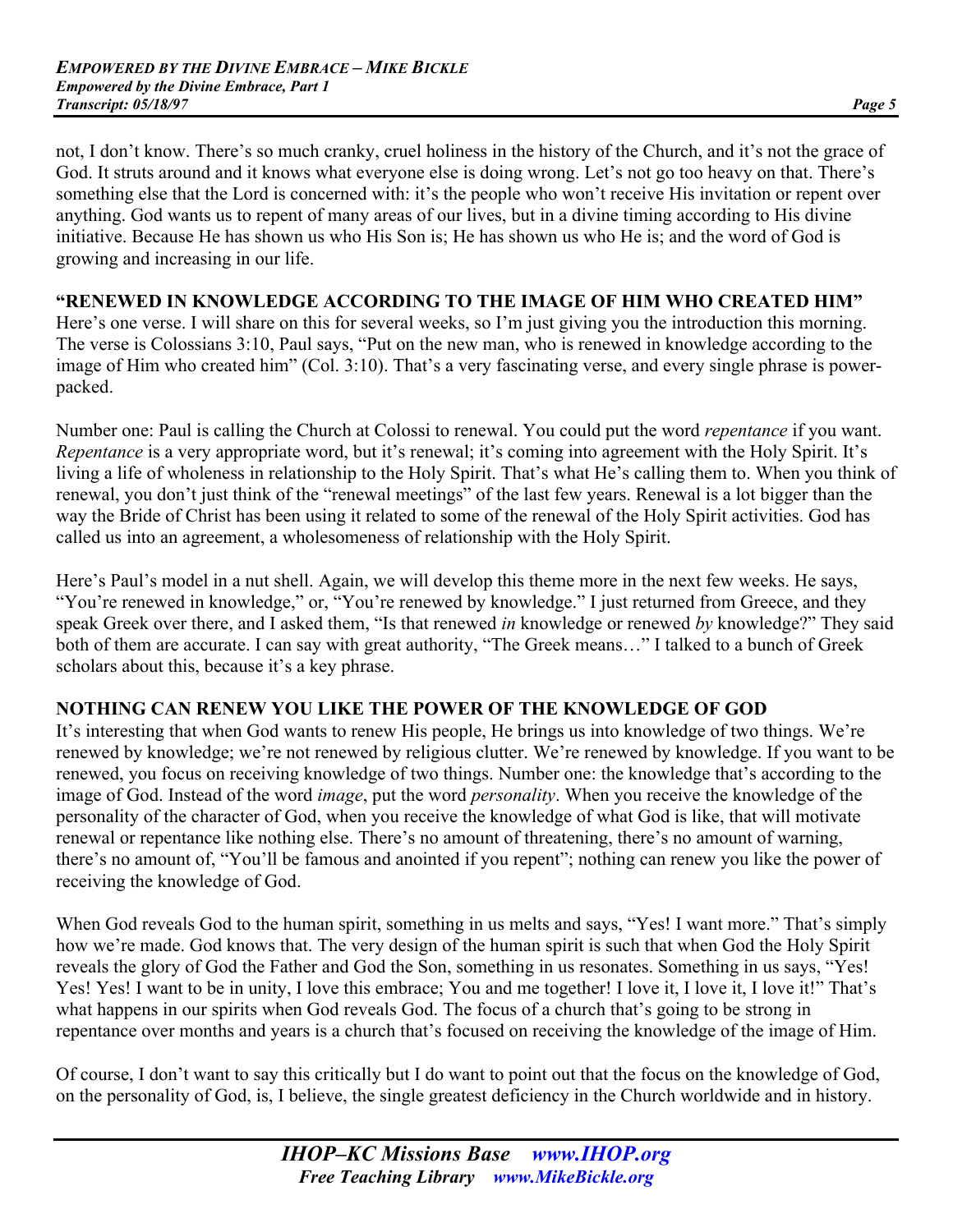not, I don't know. There's so much cranky, cruel holiness in the history of the Church, and it's not the grace of God. It struts around and it knows what everyone else is doing wrong. Let's not go too heavy on that. There's something else that the Lord is concerned with: it's the people who won't receive His invitation or repent over anything. God wants us to repent of many areas of our lives, but in a divine timing according to His divine initiative. Because He has shown us who His Son is; He has shown us who He is; and the word of God is growing and increasing in our life.

**"RENEWED IN KNOWLEDGE ACCORDING TO THE IMAGE OF HIM WHO CREATED HIM"**

Here's one verse. I will share on this for several weeks, so I'm just giving you the introduction this morning. The verse is Colossians 3:10, Paul says, "Put on the new man, who is renewed in knowledge according to the image of Him who created him" (Col. 3:10). That's a very fascinating verse, and every single phrase is power-packed.

Number one: Paul is calling the Church at Colossi to renewal. You could put the word *repentance* if you want. *Repentance* is a very appropriate word, but it's renewal; it's coming into agreement with the Holy Spirit. It's living a life of wholeness in relationship to the Holy Spirit. That's what He's calling them to. When you think of renewal, you don't just think of the "renewal meetings" of the last few years. Renewal is a lot bigger than the way the Bride of Christ has been using it related to some of the renewal of the Holy Spirit activities. God has called us into an agreement, a wholesomeness of relationship with the Holy Spirit.

Here's Paul's model in a nut shell. Again, we will develop this theme more in the next few weeks. He says, "You're renewed in knowledge," or, "You're renewed by knowledge." I just returned from Greece, and they speak Greek over there, and I asked them, "Is that renewed *in* knowledge or renewed *by* knowledge?" They said both of them are accurate. I can say with great authority, "The Greek means…" I talked to a bunch of Greek scholars about this, because it's a key phrase.

**NOTHING CAN RENEW YOU LIKE THE POWER OF THE KNOWLEDGE OF GOD**

It's interesting that when God wants to renew His people, He brings us into knowledge of two things. We're renewed by knowledge; we're not renewed by religious clutter. We're renewed by knowledge. If you want to be renewed, you focus on receiving knowledge of two things. Number one: the knowledge that's according to the image of God. Instead of the word *image*, put the word *personality*. When you receive the knowledge of the personality of the character of God, when you receive the knowledge of what God is like, that will motivate renewal or repentance like nothing else. There's no amount of threatening, there's no amount of warning, there's no amount of, "You'll be famous and anointed if you repent"; nothing can renew you like the power of receiving the knowledge of God.

When God reveals God to the human spirit, something in us melts and says, "Yes! I want more." That's simply how we're made. God knows that. The very design of the human spirit is such that when God the Holy Spirit reveals the glory of God the Father and God the Son, something in us resonates. Something in us says, "Yes! Yes! Yes! I want to be in unity, I love this embrace; You and me together! I love it, I love it, I love it!" That's what happens in our spirits when God reveals God. The focus of a church that's going to be strong in repentance over months and years is a church that's focused on receiving the knowledge of the image of Him.

Of course, I don't want to say this critically but I do want to point out that the focus on the knowledge of God, on the personality of God, is, I believe, the single greatest deficiency in the Church worldwide and in history.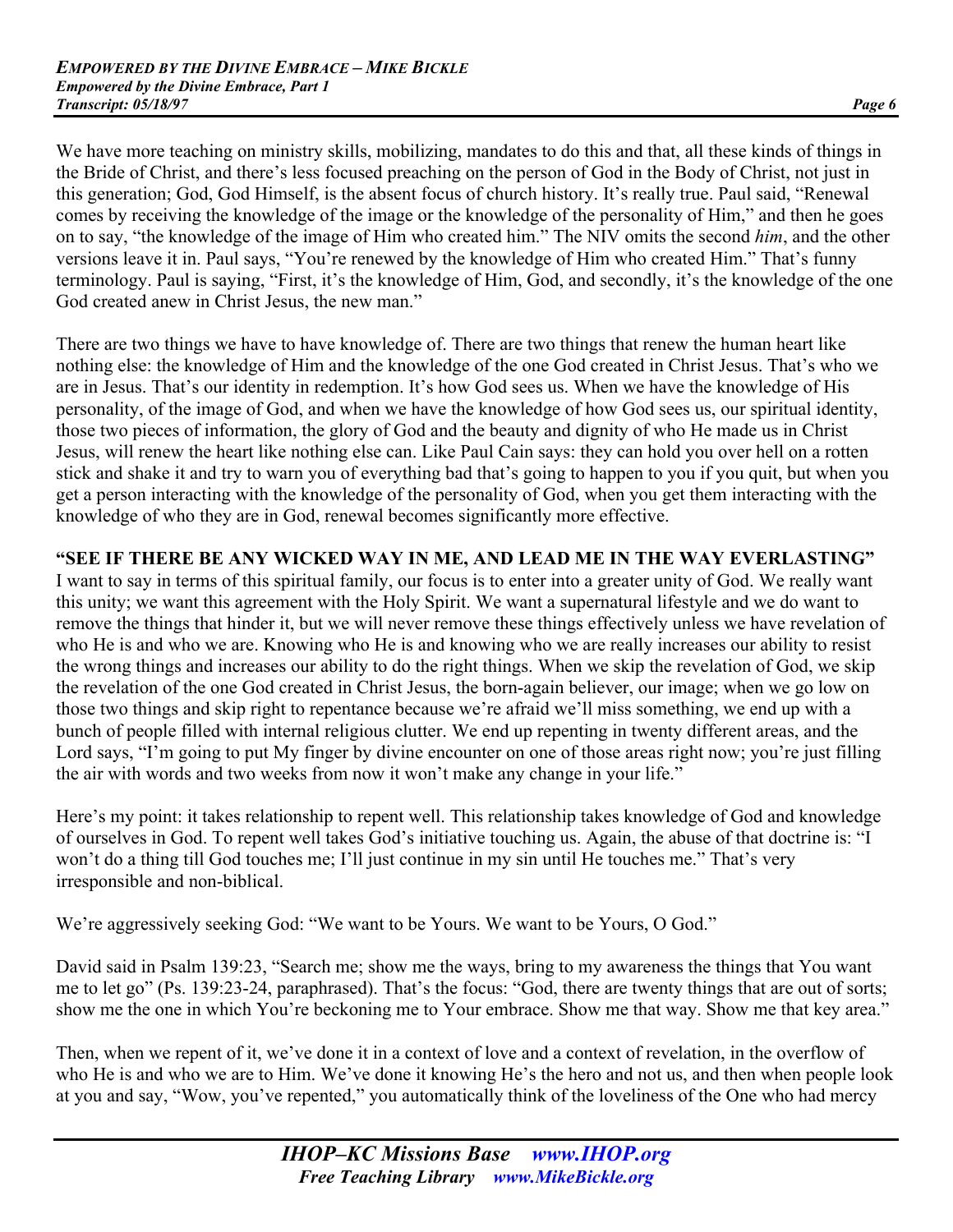We have more teaching on ministry skills, mobilizing, mandates to do this and that, all these kinds of things in the Bride of Christ, and there's less focused preaching on the person of God in the Body of Christ, not just in this generation; God, God Himself, is the absent focus of church history. It's really true. Paul said, "Renewal comes by receiving the knowledge of the image or the knowledge of the personality of Him," and then he goes on to say, "the knowledge of the image of Him who created him." The NIV omits the second *him*, and the other versions leave it in. Paul says, "You're renewed by the knowledge of Him who created Him." That's funny terminology. Paul is saying, "First, it's the knowledge of Him, God, and secondly, it's the knowledge of the one God created anew in Christ Jesus, the new man."

There are two things we have to have knowledge of. There are two things that renew the human heart like nothing else: the knowledge of Him and the knowledge of the one God created in Christ Jesus. That's who we are in Jesus. That's our identity in redemption. It's how God sees us. When we have the knowledge of His personality, of the image of God, and when we have the knowledge of how God sees us, our spiritual identity, those two pieces of information, the glory of God and the beauty and dignity of who He made us in Christ Jesus, will renew the heart like nothing else can. Like Paul Cain says: they can hold you over hell on a rotten stick and shake it and try to warn you of everything bad that's going to happen to you if you quit, but when you get a person interacting with the knowledge of the personality of God, when you get them interacting with the knowledge of who they are in God, renewal becomes significantly more effective.

**"SEE IF THERE BE ANY WICKED WAY IN ME, AND LEAD ME IN THE WAY EVERLASTING"**

I want to say in terms of this spiritual family, our focus is to enter into a greater unity of God. We really want this unity; we want this agreement with the Holy Spirit. We want a supernatural lifestyle and we do want to remove the things that hinder it, but we will never remove these things effectively unless we have revelation of who He is and who we are. Knowing who He is and knowing who we are really increases our ability to resist the wrong things and increases our ability to do the right things. When we skip the revelation of God, we skip the revelation of the one God created in Christ Jesus, the born-again believer, our image; when we go low on those two things and skip right to repentance because we're afraid we'll miss something, we end up with a bunch of people filled with internal religious clutter. We end up repenting in twenty different areas, and the Lord says, "I'm going to put My finger by divine encounter on one of those areas right now; you're just filling the air with words and two weeks from now it won't make any change in your life."

Here's my point: it takes relationship to repent well. This relationship takes knowledge of God and knowledge of ourselves in God. To repent well takes God's initiative touching us. Again, the abuse of that doctrine is: "I won't do a thing till God touches me; I'll just continue in my sin until He touches me." That's very irresponsible and non-biblical.

We're aggressively seeking God: "We want to be Yours. We want to be Yours, O God."

David said in Psalm 139:23, "Search me; show me the ways, bring to my awareness the things that You want me to let go" (Ps. 139:23-24, paraphrased). That's the focus: "God, there are twenty things that are out of sorts; show me the one in which You're beckoning me to Your embrace. Show me that way. Show me that key area."

Then, when we repent of it, we've done it in a context of love and a context of revelation, in the overflow of who He is and who we are to Him. We've done it knowing He's the hero and not us, and then when people look at you and say, "Wow, you've repented," you automatically think of the loveliness of the One who had mercy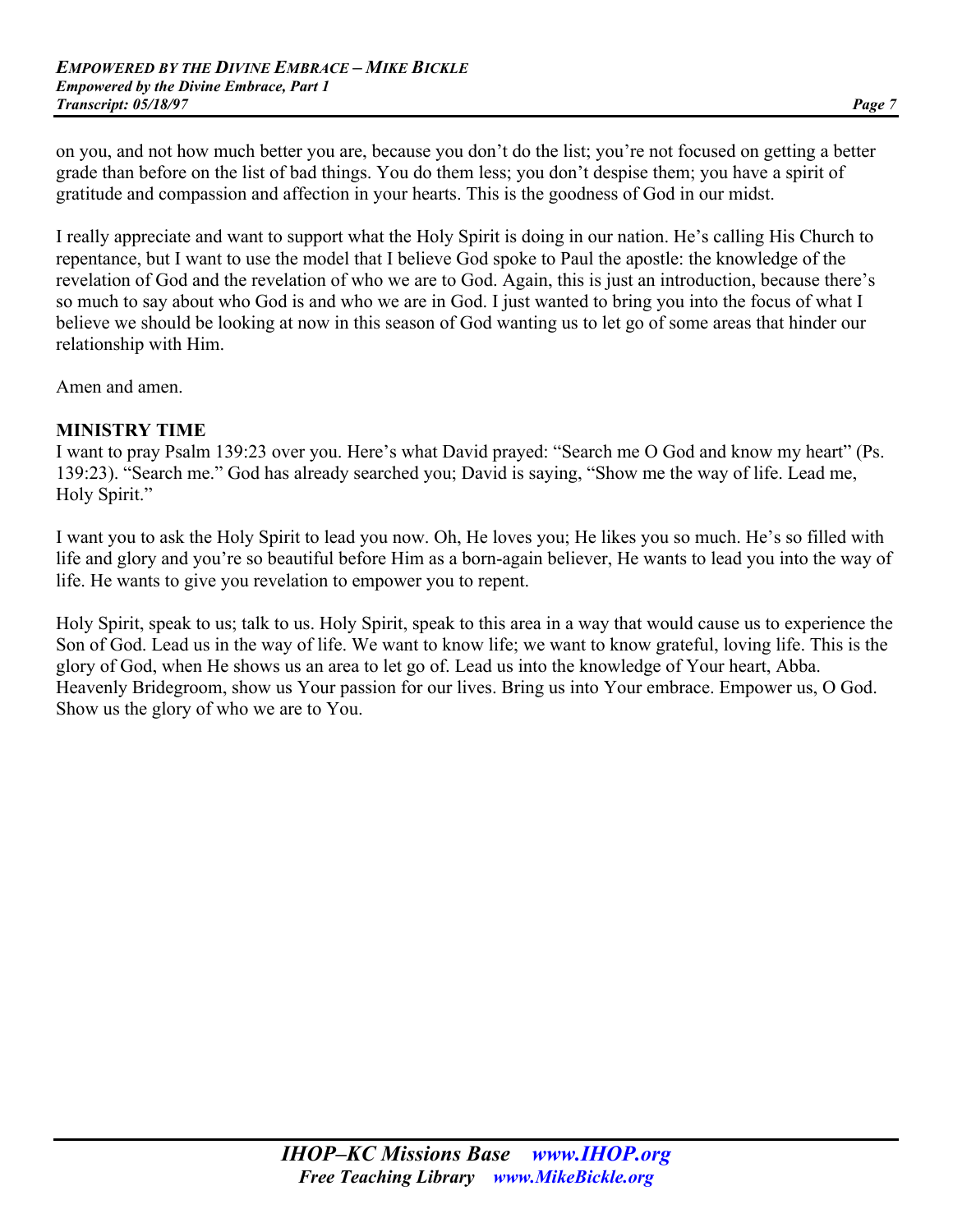on you, and not how much better you are, because you don't do the list; you're not focused on getting a better grade than before on the list of bad things. You do them less; you don't despise them; you have a spirit of gratitude and compassion and affection in your hearts. This is the goodness of God in our midst.

I really appreciate and want to support what the Holy Spirit is doing in our nation. He's calling His Church to repentance, but I want to use the model that I believe God spoke to Paul the apostle: the knowledge of the revelation of God and the revelation of who we are to God. Again, this is just an introduction, because there's so much to say about who God is and who we are in God. I just wanted to bring you into the focus of what I believe we should be looking at now in this season of God wanting us to let go of some areas that hinder our relationship with Him.

Amen and amen.

**MINISTRY TIME**

I want to pray Psalm 139:23 over you. Here's what David prayed: "Search me O God and know my heart" (Ps. 139:23). "Search me." God has already searched you; David is saying, "Show me the way of life. Lead me, Holy Spirit."

I want you to ask the Holy Spirit to lead you now. Oh, He loves you; He likes you so much. He's so filled with life and glory and you're so beautiful before Him as a born-again believer, He wants to lead you into the way of life. He wants to give you revelation to empower you to repent.

Holy Spirit, speak to us; talk to us. Holy Spirit, speak to this area in a way that would cause us to experience the Son of God. Lead us in the way of life. We want to know life; we want to know grateful, loving life. This is the glory of God, when He shows us an area to let go of. Lead us into the knowledge of Your heart, Abba. Heavenly Bridegroom, show us Your passion for our lives. Bring us into Your embrace. Empower us, O God. Show us the glory of who we are to You.